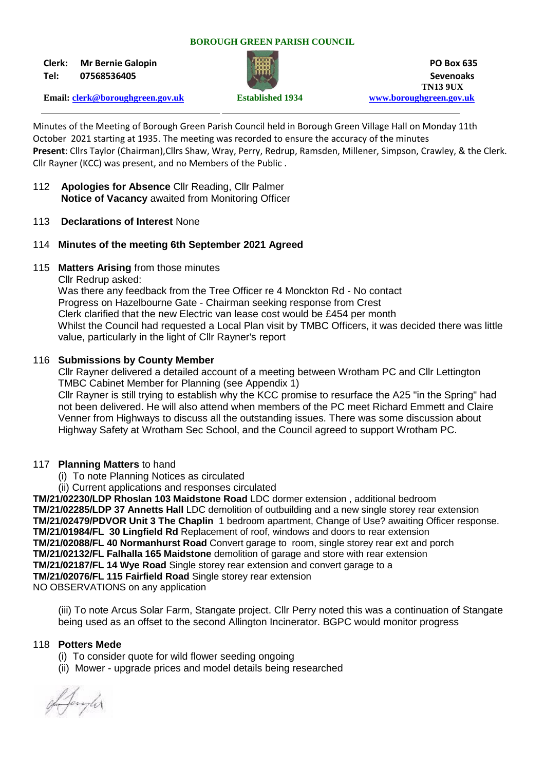**BOROUGH GREEN PARISH COUNCIL**

**Clerk: Mr Bernie Galopin**
**Tel: 07568536405**

**Email: clerk@boroughgreen.gov.uk**

**Established 1934**

**PO Box 635**
**Sevenoaks**
**TN13 9UX**
**www.boroughgreen.gov.uk**

Minutes of the Meeting of Borough Green Parish Council held in Borough Green Village Hall on Monday 11th October 2021 starting at 1935. The meeting was recorded to ensure the accuracy of the minutes

**Present**: Cllrs Taylor (Chairman),Cllrs Shaw, Wray, Perry, Redrup, Ramsden, Millener, Simpson, Crawley, & the Clerk. Cllr Rayner (KCC) was present, and no Members of the Public .

112 **Apologies for Absence** Cllr Reading, Cllr Palmer
**Notice of Vacancy** awaited from Monitoring Officer

113 **Declarations of Interest** None

114 **Minutes of the meeting 6th September 2021 Agreed**

115 **Matters Arising** from those minutes

Cllr Redrup asked:

Was there any feedback from the Tree Officer re 4 Monckton Rd - No contact
Progress on Hazelbourne Gate - Chairman seeking response from Crest
Clerk clarified that the new Electric van lease cost would be £454 per month
Whilst the Council had requested a Local Plan visit by TMBC Officers, it was decided there was little value, particularly in the light of Cllr Rayner's report

116 **Submissions by County Member**

Cllr Rayner delivered a detailed account of a meeting between Wrotham PC and Cllr Lettington TMBC Cabinet Member for Planning (see Appendix 1)

Cllr Rayner is still trying to establish why the KCC promise to resurface the A25 "in the Spring" had not been delivered. He will also attend when members of the PC meet Richard Emmett and Claire Venner from Highways to discuss all the outstanding issues. There was some discussion about Highway Safety at Wrotham Sec School, and the Council agreed to support Wrotham PC.

117 **Planning Matters** to hand

(i) To note Planning Notices as circulated
(ii) Current applications and responses circulated

**TM/21/02230/LDP Rhoslan 103 Maidstone Road** LDC dormer extension , additional bedroom
**TM/21/02285/LDP 37 Annetts Hall** LDC demolition of outbuilding and a new single storey rear extension
**TM/21/02479/PDVOR Unit 3 The Chaplin** 1 bedroom apartment, Change of Use? awaiting Officer response.
**TM/21/01984/FL 30 Lingfield Rd** Replacement of roof, windows and doors to rear extension
**TM/21/02088/FL 40 Normanhurst Road** Convert garage to room, single storey rear ext and porch
**TM/21/02132/FL Falhalla 165 Maidstone** demolition of garage and store with rear extension
**TM/21/02187/FL 14 Wye Road** Single storey rear extension and convert garage to a
**TM/21/02076/FL 115 Fairfield Road** Single storey rear extension
NO OBSERVATIONS on any application

(iii) To note Arcus Solar Farm, Stangate project. Cllr Perry noted this was a continuation of Stangate being used as an offset to the second Allington Incinerator. BGPC would monitor progress

118 **Potters Mede**

(i) To consider quote for wild flower seeding ongoing
(ii) Mower - upgrade prices and model details being researched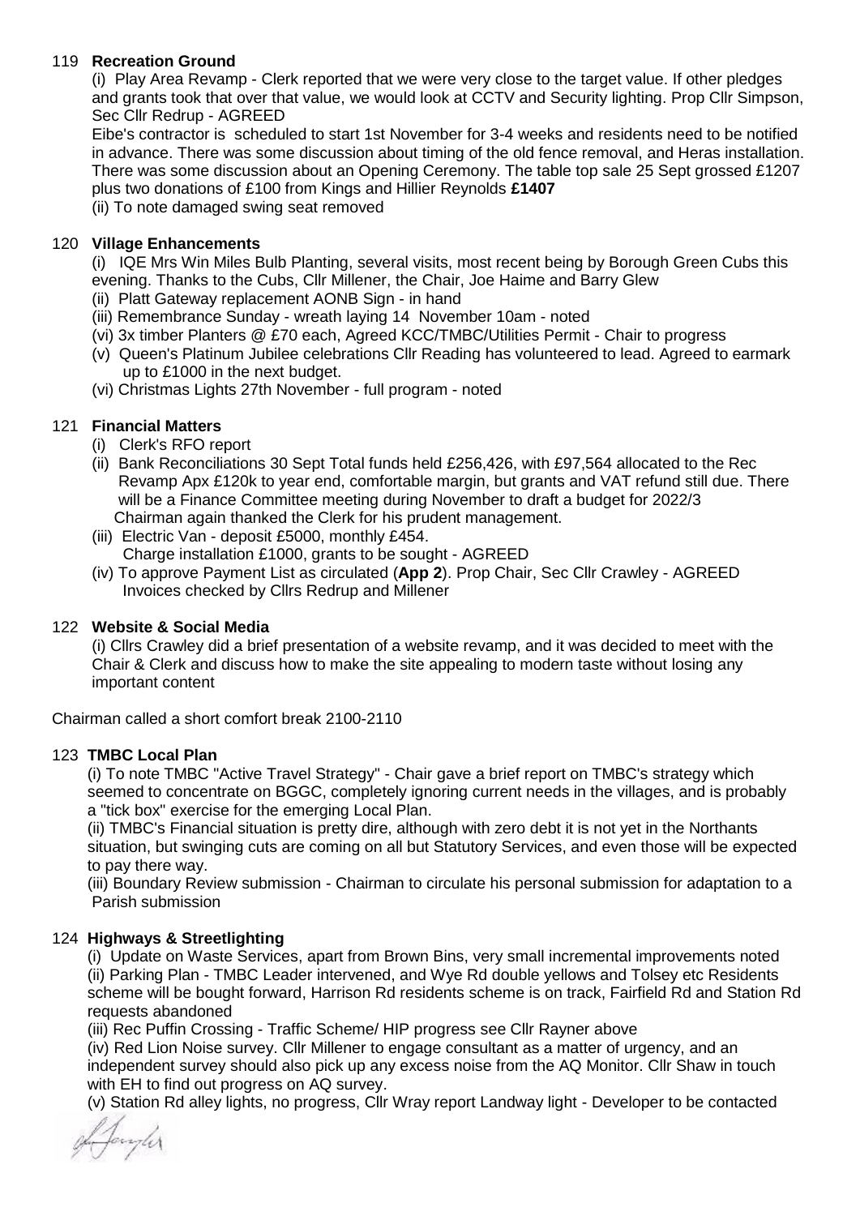## 119 **Recreation Ground**

(i) Play Area Revamp - Clerk reported that we were very close to the target value. If other pledges and grants took that over that value, we would look at CCTV and Security lighting. Prop Cllr Simpson, Sec Cllr Redrup - AGREED

Eibe's contractor is scheduled to start 1st November for 3-4 weeks and residents need to be notified in advance. There was some discussion about timing of the old fence removal, and Heras installation. There was some discussion about an Opening Ceremony. The table top sale 25 Sept grossed £1207 plus two donations of £100 from Kings and Hillier Reynolds **£1407**

(ii) To note damaged swing seat removed

## 120 **Village Enhancements**

(i) IQE Mrs Win Miles Bulb Planting, several visits, most recent being by Borough Green Cubs this evening. Thanks to the Cubs, Cllr Millener, the Chair, Joe Haime and Barry Glew

(ii) Platt Gateway replacement AONB Sign - in hand

(iii) Remembrance Sunday - wreath laying 14 November 10am - noted

(vi) 3x timber Planters @ £70 each, Agreed KCC/TMBC/Utilities Permit - Chair to progress

(v) Queen's Platinum Jubilee celebrations Cllr Reading has volunteered to lead. Agreed to earmark up to £1000 in the next budget.

(vi) Christmas Lights 27th November - full program - noted

## 121 **Financial Matters**

(i) Clerk's RFO report

(ii) Bank Reconciliations 30 Sept Total funds held £256,426, with £97,564 allocated to the Rec Revamp Apx £120k to year end, comfortable margin, but grants and VAT refund still due. There will be a Finance Committee meeting during November to draft a budget for 2022/3
Chairman again thanked the Clerk for his prudent management.

(iii) Electric Van - deposit £5000, monthly £454.
Charge installation £1000, grants to be sought - AGREED

(iv) To approve Payment List as circulated (**App 2**). Prop Chair, Sec Cllr Crawley - AGREED
Invoices checked by Cllrs Redrup and Millener

## 122 **Website & Social Media**

(i) Cllrs Crawley did a brief presentation of a website revamp, and it was decided to meet with the Chair & Clerk and discuss how to make the site appealing to modern taste without losing any important content

Chairman called a short comfort break 2100-2110

## 123 **TMBC Local Plan**

(i) To note TMBC "Active Travel Strategy" - Chair gave a brief report on TMBC's strategy which seemed to concentrate on BGGC, completely ignoring current needs in the villages, and is probably a "tick box" exercise for the emerging Local Plan.

(ii) TMBC's Financial situation is pretty dire, although with zero debt it is not yet in the Northants situation, but swinging cuts are coming on all but Statutory Services, and even those will be expected to pay there way.

(iii) Boundary Review submission - Chairman to circulate his personal submission for adaptation to a Parish submission

## 124 **Highways & Streetlighting**

(i) Update on Waste Services, apart from Brown Bins, very small incremental improvements noted

(ii) Parking Plan - TMBC Leader intervened, and Wye Rd double yellows and Tolsey etc Residents scheme will be bought forward, Harrison Rd residents scheme is on track, Fairfield Rd and Station Rd requests abandoned

(iii) Rec Puffin Crossing - Traffic Scheme/ HIP progress see Cllr Rayner above

(iv) Red Lion Noise survey. Cllr Millener to engage consultant as a matter of urgency, and an independent survey should also pick up any excess noise from the AQ Monitor. Cllr Shaw in touch with EH to find out progress on AQ survey.

(v) Station Rd alley lights, no progress, Cllr Wray report Landway light - Developer to be contacted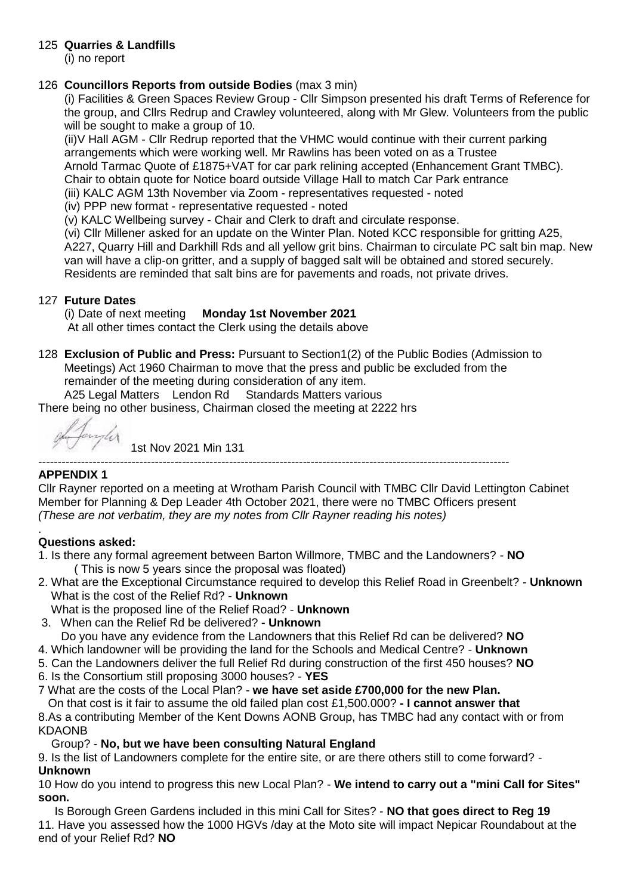125 **Quarries & Landfills**

(i) no report

126 **Councillors Reports from outside Bodies** (max 3 min)

(i) Facilities & Green Spaces Review Group - Cllr Simpson presented his draft Terms of Reference for the group, and Cllrs Redrup and Crawley volunteered, along with Mr Glew. Volunteers from the public will be sought to make a group of 10.

(ii)V Hall AGM - Cllr Redrup reported that the VHMC would continue with their current parking arrangements which were working well. Mr Rawlins has been voted on as a Trustee

Arnold Tarmac Quote of £1875+VAT for car park relining accepted (Enhancement Grant TMBC).

Chair to obtain quote for Notice board outside Village Hall to match Car Park entrance

(iii) KALC AGM 13th November via Zoom - representatives requested - noted

(iv) PPP new format - representative requested - noted

(v) KALC Wellbeing survey - Chair and Clerk to draft and circulate response.

(vi) Cllr Millener asked for an update on the Winter Plan. Noted KCC responsible for gritting A25, A227, Quarry Hill and Darkhill Rds and all yellow grit bins. Chairman to circulate PC salt bin map. New van will have a clip-on gritter, and a supply of bagged salt will be obtained and stored securely. Residents are reminded that salt bins are for pavements and roads, not private drives.

127 **Future Dates**

(i) Date of next meeting **Monday 1st November 2021**

At all other times contact the Clerk using the details above

128 **Exclusion of Public and Press:** Pursuant to Section1(2) of the Public Bodies (Admission to Meetings) Act 1960 Chairman to move that the press and public be excluded from the remainder of the meeting during consideration of any item.

A25 Legal Matters Lendon Rd Standards Matters various

There being no other business, Chairman closed the meeting at 2222 hrs

1st Nov 2021 Min 131

---

**APPENDIX 1**

Cllr Rayner reported on a meeting at Wrotham Parish Council with TMBC Cllr David Lettington Cabinet Member for Planning & Dep Leader 4th October 2021, there were no TMBC Officers present

*(These are not verbatim, they are my notes from Cllr Rayner reading his notes)*

.

**Questions asked:**

1. Is there any formal agreement between Barton Willmore, TMBC and the Landowners? - **NO**
   ( This is now 5 years since the proposal was floated)
2. What are the Exceptional Circumstance required to develop this Relief Road in Greenbelt? - **Unknown**
   What is the cost of the Relief Rd? - **Unknown**
   What is the proposed line of the Relief Road? - **Unknown**
3. When can the Relief Rd be delivered? **- Unknown**
   Do you have any evidence from the Landowners that this Relief Rd can be delivered? **NO**
4. Which landowner will be providing the land for the Schools and Medical Centre? - **Unknown**
5. Can the Landowners deliver the full Relief Rd during construction of the first 450 houses? **NO**
6. Is the Consortium still proposing 3000 houses? - **YES**
7. What are the costs of the Local Plan? - **we have set aside £700,000 for the new Plan.**
   On that cost is it fair to assume the old failed plan cost £1,500.000? **- I cannot answer that**
8. As a contributing Member of the Kent Downs AONB Group, has TMBC had any contact with or from KDAONB
   Group? - **No, but we have been consulting Natural England**
9. Is the list of Landowners complete for the entire site, or are there others still to come forward? - **Unknown**
10. How do you intend to progress this new Local Plan? - **We intend to carry out a "mini Call for Sites" soon.**
    Is Borough Green Gardens included in this mini Call for Sites? - **NO that goes direct to Reg 19**
11. Have you assessed how the 1000 HGVs /day at the Moto site will impact Nepicar Roundabout at the end of your Relief Rd? **NO**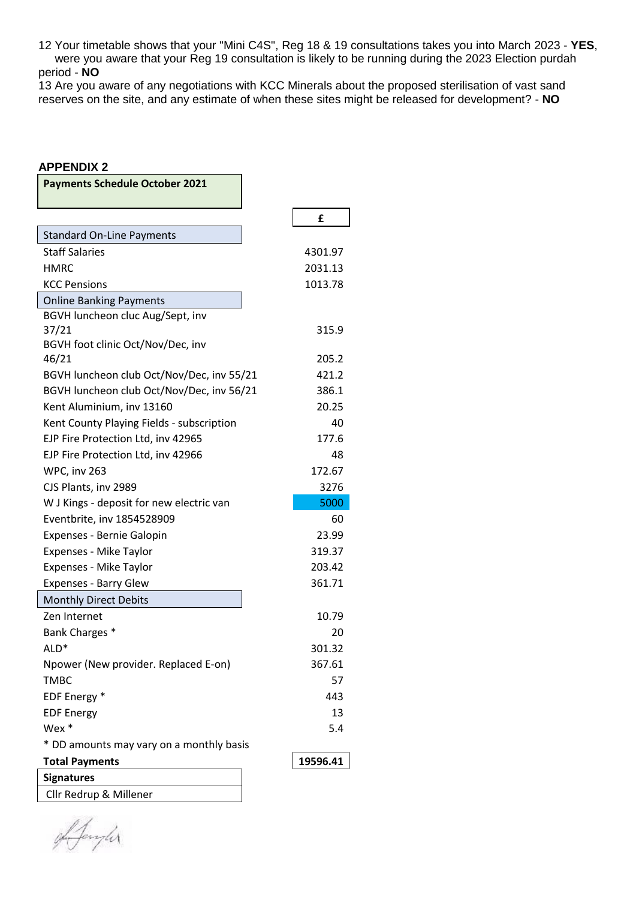12 Your timetable shows that your "Mini C4S", Reg 18 & 19 consultations takes you into March 2023 - **YES**, were you aware that your Reg 19 consultation is likely to be running during the 2023 Election purdah period - **NO**

13 Are you aware of any negotiations with KCC Minerals about the proposed sterilisation of vast sand reserves on the site, and any estimate of when these sites might be released for development? - **NO**

## APPENDIX 2

| **Payments Schedule October 2021** | **£** |
|---|---|
| Standard On-Line Payments | |
| Staff Salaries | 4301.97 |
| HMRC | 2031.13 |
| KCC Pensions | 1013.78 |
| Online Banking Payments | |
| BGVH luncheon cluc Aug/Sept, inv 37/21 | 315.9 |
| BGVH foot clinic Oct/Nov/Dec, inv 46/21 | 205.2 |
| BGVH luncheon club Oct/Nov/Dec, inv 55/21 | 421.2 |
| BGVH luncheon club Oct/Nov/Dec, inv 56/21 | 386.1 |
| Kent Aluminium, inv 13160 | 20.25 |
| Kent County Playing Fields - subscription | 40 |
| EJP Fire Protection Ltd, inv 42965 | 177.6 |
| EJP Fire Protection Ltd, inv 42966 | 48 |
| WPC, inv 263 | 172.67 |
| CJS Plants, inv 2989 | 3276 |
| W J Kings - deposit for new electric van | 5000 |
| Eventbrite, inv 1854528909 | 60 |
| Expenses - Bernie Galopin | 23.99 |
| Expenses - Mike Taylor | 319.37 |
| Expenses - Mike Taylor | 203.42 |
| Expenses - Barry Glew | 361.71 |
| Monthly Direct Debits | |
| Zen Internet | 10.79 |
| Bank Charges * | 20 |
| ALD* | 301.32 |
| Npower (New provider. Replaced E-on) | 367.61 |
| TMBC | 57 |
| EDF Energy * | 443 |
| EDF Energy | 13 |
| Wex * | 5.4 |
| * DD amounts may vary on a monthly basis | |
| **Total Payments** | **19596.41** |

**Signatures**

Cllr Redrup & Millener